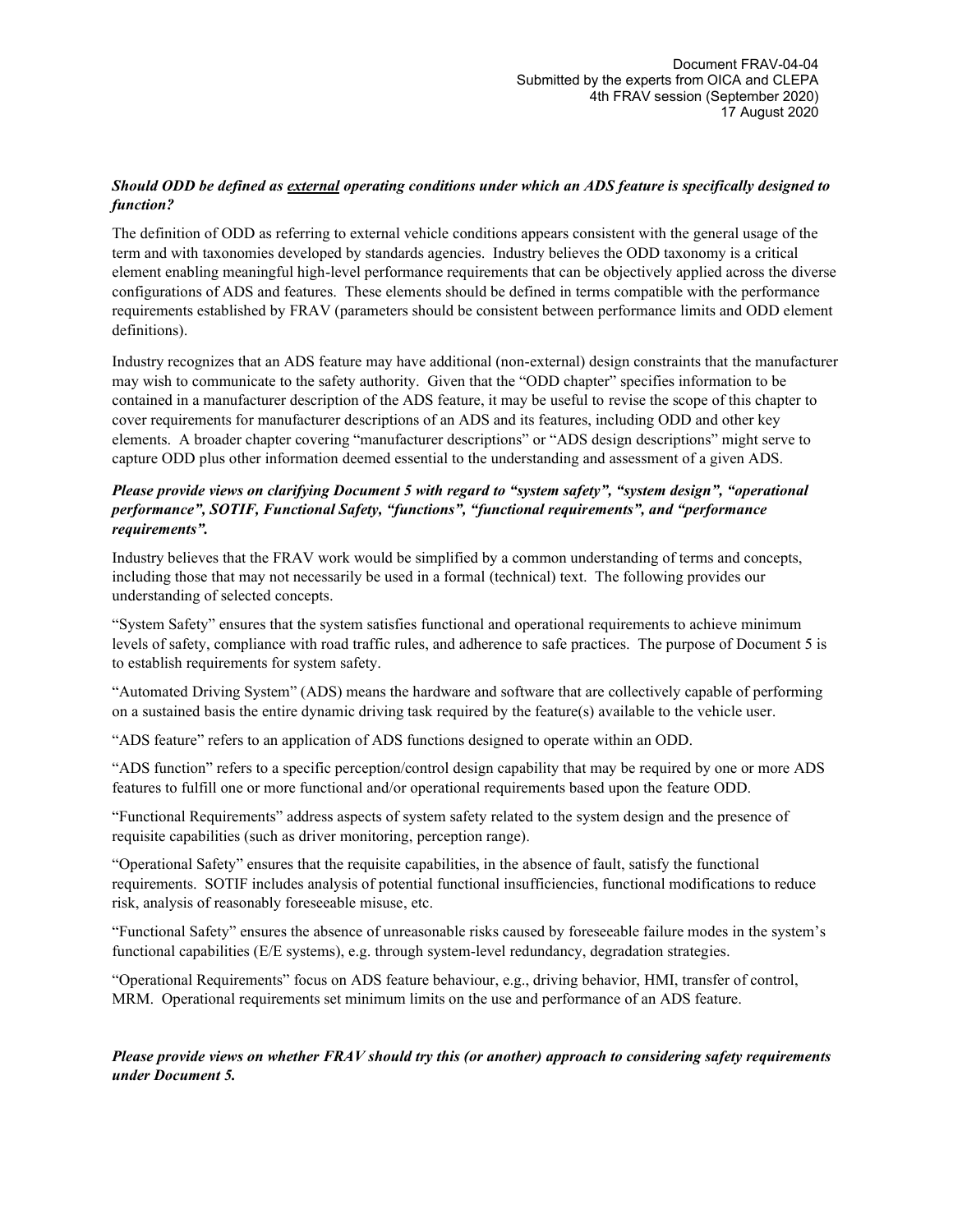Document FRAV-04-04
Submitted by the experts from OICA and CLEPA
4th FRAV session (September 2020)
17 August 2020

***Should ODD be defined as <u>external</u> operating conditions under which an ADS feature is specifically designed to function?***

The definition of ODD as referring to external vehicle conditions appears consistent with the general usage of the term and with taxonomies developed by standards agencies. Industry believes the ODD taxonomy is a critical element enabling meaningful high-level performance requirements that can be objectively applied across the diverse configurations of ADS and features. These elements should be defined in terms compatible with the performance requirements established by FRAV (parameters should be consistent between performance limits and ODD element definitions).

Industry recognizes that an ADS feature may have additional (non-external) design constraints that the manufacturer may wish to communicate to the safety authority. Given that the "ODD chapter" specifies information to be contained in a manufacturer description of the ADS feature, it may be useful to revise the scope of this chapter to cover requirements for manufacturer descriptions of an ADS and its features, including ODD and other key elements. A broader chapter covering "manufacturer descriptions" or "ADS design descriptions" might serve to capture ODD plus other information deemed essential to the understanding and assessment of a given ADS.

***Please provide views on clarifying Document 5 with regard to "system safety", "system design", "operational performance", SOTIF, Functional Safety, "functions", "functional requirements", and "performance requirements".***

Industry believes that the FRAV work would be simplified by a common understanding of terms and concepts, including those that may not necessarily be used in a formal (technical) text. The following provides our understanding of selected concepts.

"System Safety" ensures that the system satisfies functional and operational requirements to achieve minimum levels of safety, compliance with road traffic rules, and adherence to safe practices. The purpose of Document 5 is to establish requirements for system safety.

"Automated Driving System" (ADS) means the hardware and software that are collectively capable of performing on a sustained basis the entire dynamic driving task required by the feature(s) available to the vehicle user.

"ADS feature" refers to an application of ADS functions designed to operate within an ODD.

"ADS function" refers to a specific perception/control design capability that may be required by one or more ADS features to fulfill one or more functional and/or operational requirements based upon the feature ODD.

"Functional Requirements" address aspects of system safety related to the system design and the presence of requisite capabilities (such as driver monitoring, perception range).

"Operational Safety" ensures that the requisite capabilities, in the absence of fault, satisfy the functional requirements. SOTIF includes analysis of potential functional insufficiencies, functional modifications to reduce risk, analysis of reasonably foreseeable misuse, etc.

"Functional Safety" ensures the absence of unreasonable risks caused by foreseeable failure modes in the system's functional capabilities (E/E systems), e.g. through system-level redundancy, degradation strategies.

"Operational Requirements" focus on ADS feature behaviour, e.g., driving behavior, HMI, transfer of control, MRM. Operational requirements set minimum limits on the use and performance of an ADS feature.

***Please provide views on whether FRAV should try this (or another) approach to considering safety requirements under Document 5.***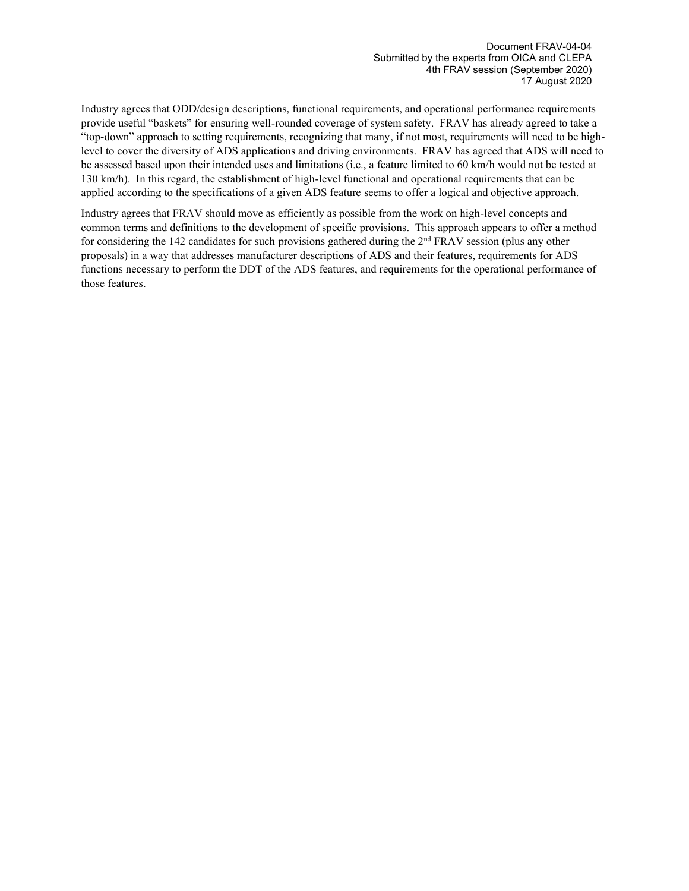Industry agrees that ODD/design descriptions, functional requirements, and operational performance requirements provide useful "baskets" for ensuring well-rounded coverage of system safety. FRAV has already agreed to take a "top-down" approach to setting requirements, recognizing that many, if not most, requirements will need to be high-level to cover the diversity of ADS applications and driving environments. FRAV has agreed that ADS will need to be assessed based upon their intended uses and limitations (i.e., a feature limited to 60 km/h would not be tested at 130 km/h). In this regard, the establishment of high-level functional and operational requirements that can be applied according to the specifications of a given ADS feature seems to offer a logical and objective approach.

Industry agrees that FRAV should move as efficiently as possible from the work on high-level concepts and common terms and definitions to the development of specific provisions. This approach appears to offer a method for considering the 142 candidates for such provisions gathered during the 2nd FRAV session (plus any other proposals) in a way that addresses manufacturer descriptions of ADS and their features, requirements for ADS functions necessary to perform the DDT of the ADS features, and requirements for the operational performance of those features.